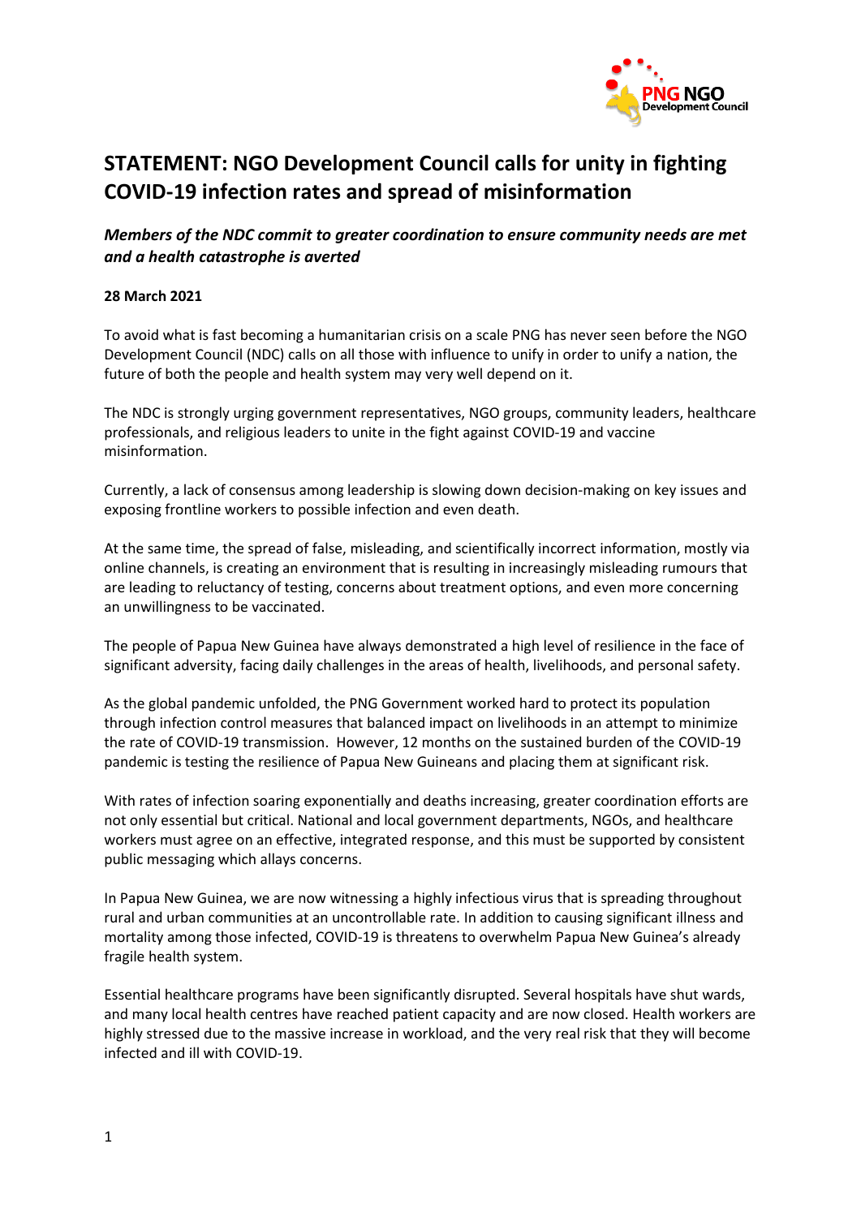# STATEMENT: NGO Development Council calls for unity in fighting COVID-19 infection rates and spread of misinformation

***Members of the NDC commit to greater coordination to ensure community needs are met and a health catastrophe is averted***

**28 March 2021**

To avoid what is fast becoming a humanitarian crisis on a scale PNG has never seen before the NGO Development Council (NDC) calls on all those with influence to unify in order to unify a nation, the future of both the people and health system may very well depend on it.

The NDC is strongly urging government representatives, NGO groups, community leaders, healthcare professionals, and religious leaders to unite in the fight against COVID-19 and vaccine misinformation.

Currently, a lack of consensus among leadership is slowing down decision-making on key issues and exposing frontline workers to possible infection and even death.

At the same time, the spread of false, misleading, and scientifically incorrect information, mostly via online channels, is creating an environment that is resulting in increasingly misleading rumours that are leading to reluctancy of testing, concerns about treatment options, and even more concerning an unwillingness to be vaccinated.

The people of Papua New Guinea have always demonstrated a high level of resilience in the face of significant adversity, facing daily challenges in the areas of health, livelihoods, and personal safety.

As the global pandemic unfolded, the PNG Government worked hard to protect its population through infection control measures that balanced impact on livelihoods in an attempt to minimize the rate of COVID-19 transmission. However, 12 months on the sustained burden of the COVID-19 pandemic is testing the resilience of Papua New Guineans and placing them at significant risk.

With rates of infection soaring exponentially and deaths increasing, greater coordination efforts are not only essential but critical. National and local government departments, NGOs, and healthcare workers must agree on an effective, integrated response, and this must be supported by consistent public messaging which allays concerns.

In Papua New Guinea, we are now witnessing a highly infectious virus that is spreading throughout rural and urban communities at an uncontrollable rate. In addition to causing significant illness and mortality among those infected, COVID-19 is threatens to overwhelm Papua New Guinea's already fragile health system.

Essential healthcare programs have been significantly disrupted. Several hospitals have shut wards, and many local health centres have reached patient capacity and are now closed. Health workers are highly stressed due to the massive increase in workload, and the very real risk that they will become infected and ill with COVID-19.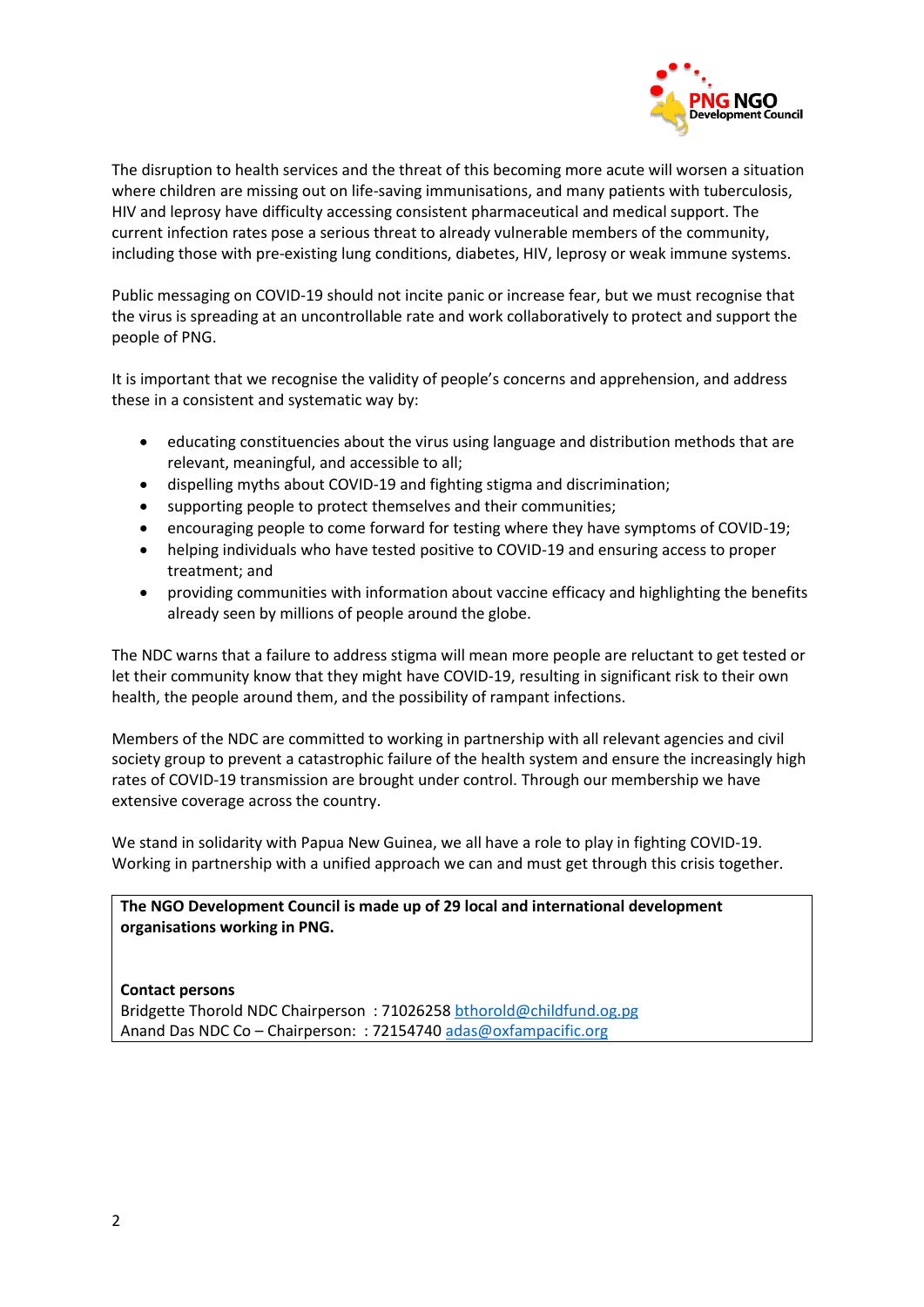The disruption to health services and the threat of this becoming more acute will worsen a situation where children are missing out on life-saving immunisations, and many patients with tuberculosis, HIV and leprosy have difficulty accessing consistent pharmaceutical and medical support. The current infection rates pose a serious threat to already vulnerable members of the community, including those with pre-existing lung conditions, diabetes, HIV, leprosy or weak immune systems.

Public messaging on COVID-19 should not incite panic or increase fear, but we must recognise that the virus is spreading at an uncontrollable rate and work collaboratively to protect and support the people of PNG.

It is important that we recognise the validity of people's concerns and apprehension, and address these in a consistent and systematic way by:

- educating constituencies about the virus using language and distribution methods that are relevant, meaningful, and accessible to all;
- dispelling myths about COVID-19 and fighting stigma and discrimination;
- supporting people to protect themselves and their communities;
- encouraging people to come forward for testing where they have symptoms of COVID-19;
- helping individuals who have tested positive to COVID-19 and ensuring access to proper treatment; and
- providing communities with information about vaccine efficacy and highlighting the benefits already seen by millions of people around the globe.

The NDC warns that a failure to address stigma will mean more people are reluctant to get tested or let their community know that they might have COVID-19, resulting in significant risk to their own health, the people around them, and the possibility of rampant infections.

Members of the NDC are committed to working in partnership with all relevant agencies and civil society group to prevent a catastrophic failure of the health system and ensure the increasingly high rates of COVID-19 transmission are brought under control. Through our membership we have extensive coverage across the country.

We stand in solidarity with Papua New Guinea, we all have a role to play in fighting COVID-19. Working in partnership with a unified approach we can and must get through this crisis together.

**The NGO Development Council is made up of 29 local and international development organisations working in PNG.**

**Contact persons**

Bridgette Thorold NDC Chairperson : 71026258 bthorold@childfund.og.pg
Anand Das NDC Co – Chairperson: : 72154740 adas@oxfampacific.org